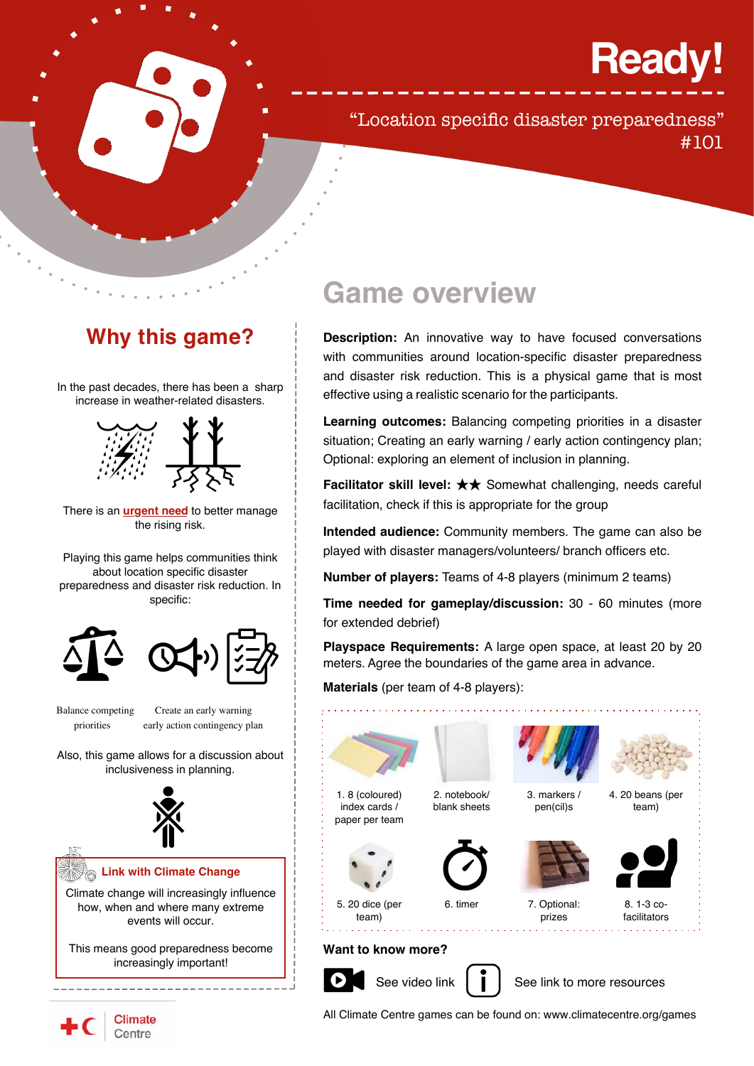# Ready!

"Location specific disaster preparedness"
#101

## Why this game?

In the past decades, there has been a sharp increase in weather-related disasters.

There is an **urgent need** to better manage the rising risk.

Playing this game helps communities think about location specific disaster preparedness and disaster risk reduction. In specific:

Balance competing priorities

Create an early warning early action contingency plan

Also, this game allows for a discussion about inclusiveness in planning.

### Link with Climate Change

Climate change will increasingly influence how, when and where many extreme events will occur.

This means good preparedness become increasingly important!

## Game overview

**Description:** An innovative way to have focused conversations with communities around location-specific disaster preparedness and disaster risk reduction. This is a physical game that is most effective using a realistic scenario for the participants.

**Learning outcomes:** Balancing competing priorities in a disaster situation; Creating an early warning / early action contingency plan; Optional: exploring an element of inclusion in planning.

**Facilitator skill level:** ★★ Somewhat challenging, needs careful facilitation, check if this is appropriate for the group

**Intended audience:** Community members. The game can also be played with disaster managers/volunteers/ branch officers etc.

**Number of players:** Teams of 4-8 players (minimum 2 teams)

**Time needed for gameplay/discussion:** 30 - 60 minutes (more for extended debrief)

**Playspace Requirements:** A large open space, at least 20 by 20 meters. Agree the boundaries of the game area in advance.

**Materials** (per team of 4-8 players):

1. 8 (coloured) index cards / paper per team
2. notebook/ blank sheets
3. markers / pen(cil)s
4. 20 beans (per team)
5. 20 dice (per team)
6. timer
7. Optional: prizes
8. 1-3 co-facilitators

**Want to know more?**

See video link

See link to more resources

All Climate Centre games can be found on: www.climatecentre.org/games

Climate Centre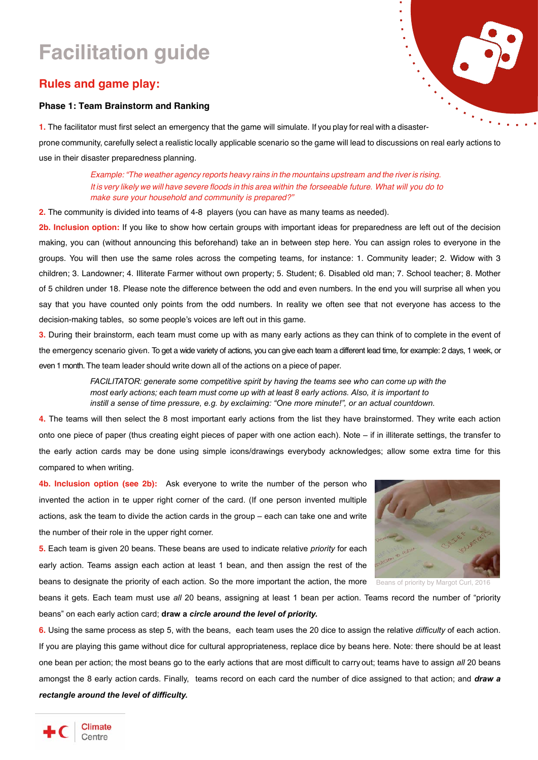# Facilitation guide

## Rules and game play:

### Phase 1: Team Brainstorm and Ranking

**1.** The facilitator must first select an emergency that the game will simulate. If you play for real with a disaster-prone community, carefully select a realistic locally applicable scenario so the game will lead to discussions on real early actions to use in their disaster preparedness planning.

> *Example: "The weather agency reports heavy rains in the mountains upstream and the river is rising. It is very likely we will have severe floods in this area within the forseeable future. What will you do to make sure your household and community is prepared?"*

**2.** The community is divided into teams of 4-8 players (you can have as many teams as needed).

**2b. Inclusion option:** If you like to show how certain groups with important ideas for preparedness are left out of the decision making, you can (without announcing this beforehand) take an in between step here. You can assign roles to everyone in the groups. You will then use the same roles across the competing teams, for instance: 1. Community leader; 2. Widow with 3 children; 3. Landowner; 4. Illiterate Farmer without own property; 5. Student; 6. Disabled old man; 7. School teacher; 8. Mother of 5 children under 18. Please note the difference between the odd and even numbers. In the end you will surprise all when you say that you have counted only points from the odd numbers. In reality we often see that not everyone has access to the decision-making tables, so some people's voices are left out in this game.

**3.** During their brainstorm, each team must come up with as many early actions as they can think of to complete in the event of the emergency scenario given. To get a wide variety of actions, you can give each team a different lead time, for example: 2 days, 1 week, or even 1 month. The team leader should write down all of the actions on a piece of paper.

> *FACILITATOR: generate some competitive spirit by having the teams see who can come up with the most early actions; each team must come up with at least 8 early actions. Also, it is important to instill a sense of time pressure, e.g. by exclaiming: "One more minute!", or an actual countdown.*

**4.** The teams will then select the 8 most important early actions from the list they have brainstormed. They write each action onto one piece of paper (thus creating eight pieces of paper with one action each). Note – if in illiterate settings, the transfer to the early action cards may be done using simple icons/drawings everybody acknowledges; allow some extra time for this compared to when writing.

**4b. Inclusion option (see 2b):** Ask everyone to write the number of the person who invented the action in te upper right corner of the card. (If one person invented multiple actions, ask the team to divide the action cards in the group – each can take one and write the number of their role in the upper right corner.

**5.** Each team is given 20 beans. These beans are used to indicate relative *priority* for each early action. Teams assign each action at least 1 bean, and then assign the rest of the beans to designate the priority of each action. So the more important the action, the more beans it gets. Each team must use *all* 20 beans, assigning at least 1 bean per action. Teams record the number of "priority beans" on each early action card; **draw a *circle around the level of priority.***

Beans of priority by Margot Curl, 2016

**6.** Using the same process as step 5, with the beans, each team uses the 20 dice to assign the relative *difficulty* of each action. If you are playing this game without dice for cultural appropriateness, replace dice by beans here. Note: there should be at least one bean per action; the most beans go to the early actions that are most difficult to carry out; teams have to assign *all* 20 beans amongst the 8 early action cards. Finally, teams record on each card the number of dice assigned to that action; and ***draw a rectangle around the level of difficulty.***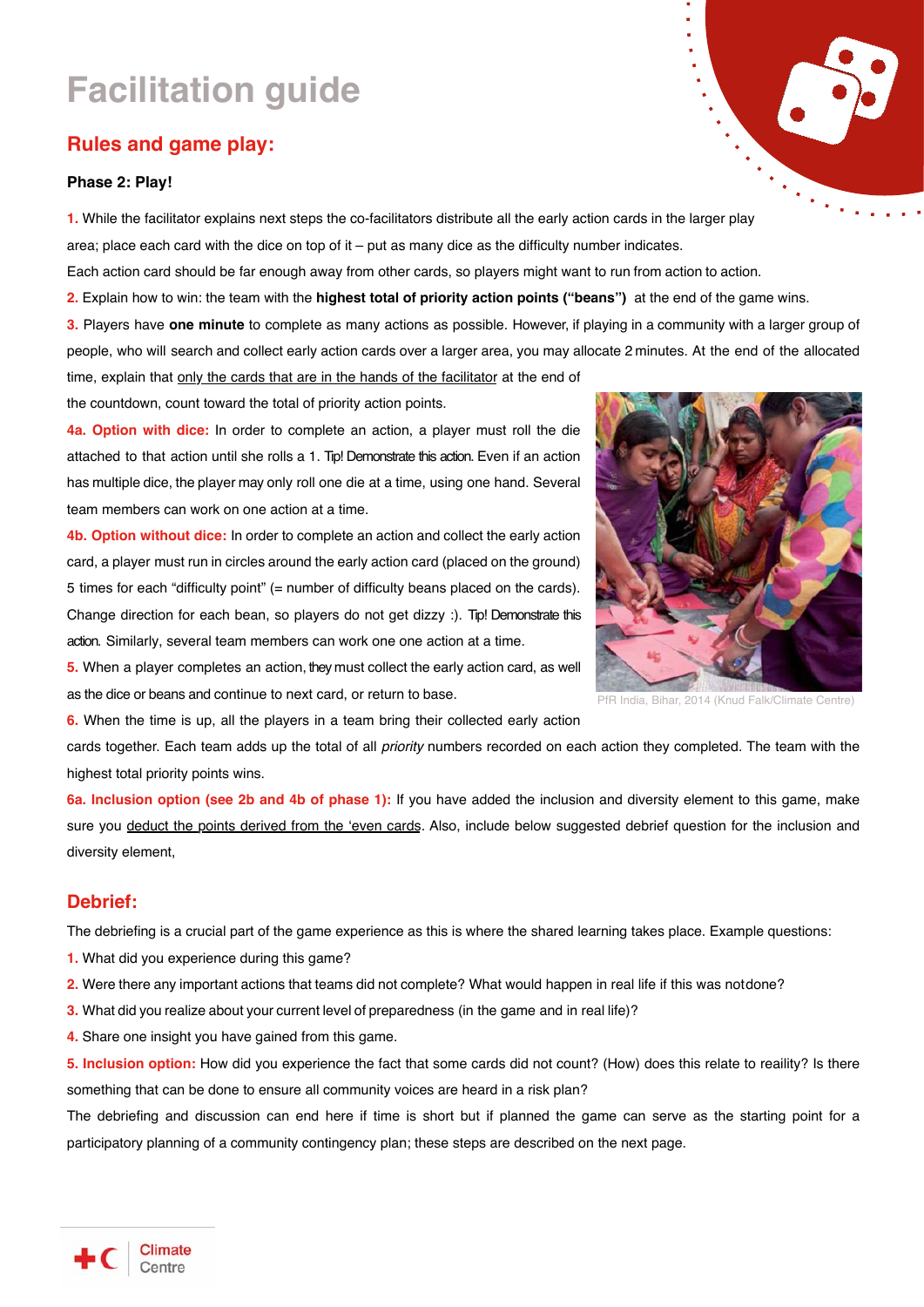# Facilitation guide

## Rules and game play:

**Phase 2: Play!**

1. While the facilitator explains next steps the co-facilitators distribute all the early action cards in the larger play area; place each card with the dice on top of it – put as many dice as the difficulty number indicates. Each action card should be far enough away from other cards, so players might want to run from action to action.

2. Explain how to win: the team with the **highest total of priority action points ("beans")** at the end of the game wins.

3. Players have **one minute** to complete as many actions as possible. However, if playing in a community with a larger group of people, who will search and collect early action cards over a larger area, you may allocate 2 minutes. At the end of the allocated time, explain that only the cards that are in the hands of the facilitator at the end of the countdown, count toward the total of priority action points.

**4a. Option with dice:** In order to complete an action, a player must roll the die attached to that action until she rolls a 1. Tip! Demonstrate this action. Even if an action has multiple dice, the player may only roll one die at a time, using one hand. Several team members can work on one action at a time.

**4b. Option without dice:** In order to complete an action and collect the early action card, a player must run in circles around the early action card (placed on the ground) 5 times for each "difficulty point" (= number of difficulty beans placed on the cards). Change direction for each bean, so players do not get dizzy :). Tip! Demonstrate this action. Similarly, several team members can work one one action at a time.

5. When a player completes an action, they must collect the early action card, as well as the dice or beans and continue to next card, or return to base.

PfR India, Bihar, 2014 (Knud Falk/Climate Centre)

6. When the time is up, all the players in a team bring their collected early action cards together. Each team adds up the total of all *priority* numbers recorded on each action they completed. The team with the highest total priority points wins.

**6a. Inclusion option (see 2b and 4b of phase 1):** If you have added the inclusion and diversity element to this game, make sure you deduct the points derived from the 'even cards. Also, include below suggested debrief question for the inclusion and diversity element,

## Debrief:

The debriefing is a crucial part of the game experience as this is where the shared learning takes place. Example questions:

1. What did you experience during this game?
2. Were there any important actions that teams did not complete? What would happen in real life if this was notdone?
3. What did you realize about your current level of preparedness (in the game and in real life)?
4. Share one insight you have gained from this game.
5. **Inclusion option:** How did you experience the fact that some cards did not count? (How) does this relate to reaility? Is there something that can be done to ensure all community voices are heard in a risk plan?

The debriefing and discussion can end here if time is short but if planned the game can serve as the starting point for a participatory planning of a community contingency plan; these steps are described on the next page.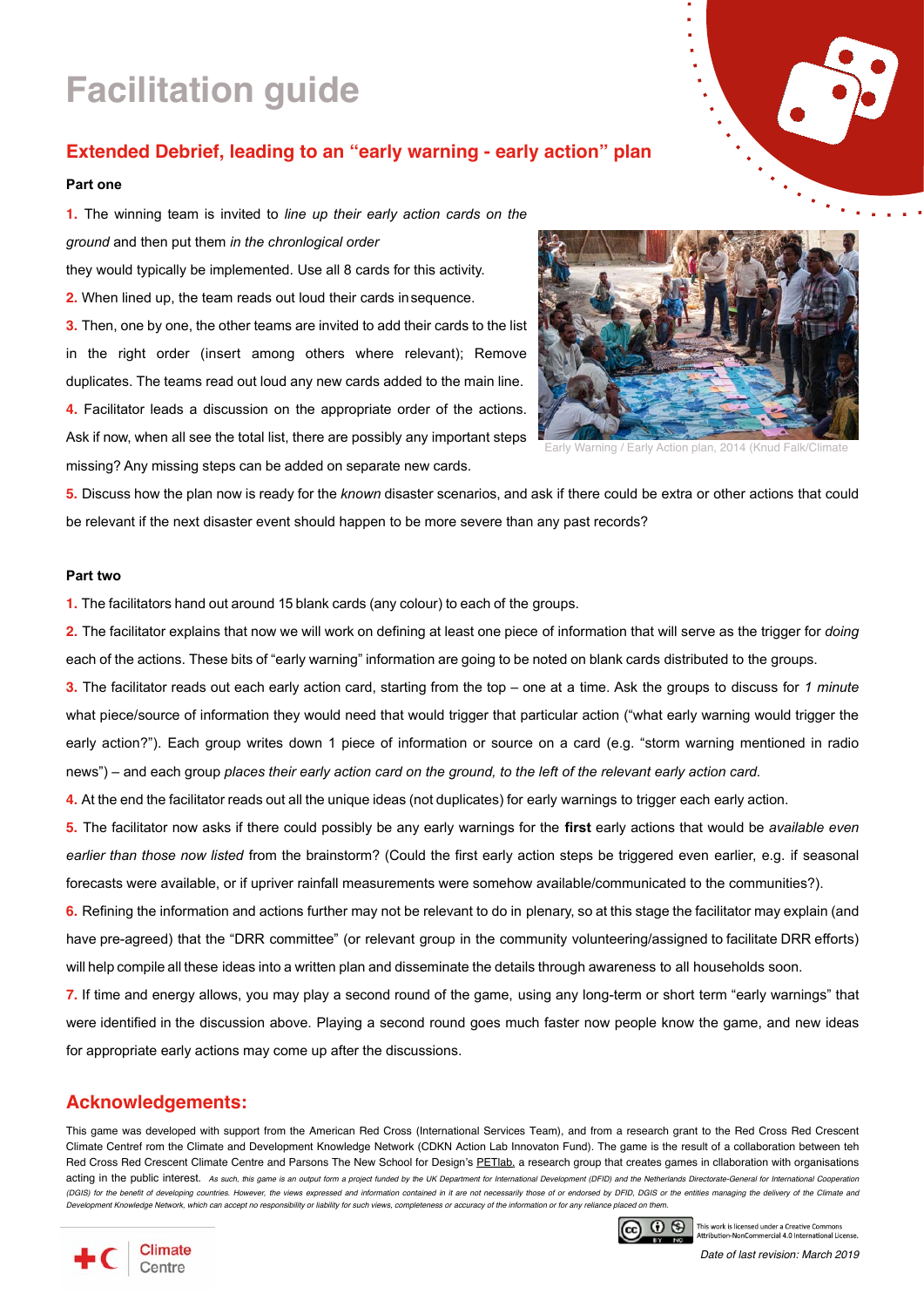# Facilitation guide

## Extended Debrief, leading to an "early warning - early action" plan

**Part one**

1. The winning team is invited to *line up their early action cards on the ground* and then put them *in the chronlogical order* they would typically be implemented. Use all 8 cards for this activity.
2. When lined up, the team reads out loud their cards in sequence.
3. Then, one by one, the other teams are invited to add their cards to the list in the right order (insert among others where relevant); Remove duplicates. The teams read out loud any new cards added to the main line.
4. Facilitator leads a discussion on the appropriate order of the actions. Ask if now, when all see the total list, there are possibly any important steps missing? Any missing steps can be added on separate new cards.
5. Discuss how the plan now is ready for the *known* disaster scenarios, and ask if there could be extra or other actions that could be relevant if the next disaster event should happen to be more severe than any past records?

Early Warning / Early Action plan, 2014 (Knud Falk/Climate

**Part two**

1. The facilitators hand out around 15 blank cards (any colour) to each of the groups.
2. The facilitator explains that now we will work on defining at least one piece of information that will serve as the trigger for *doing* each of the actions. These bits of "early warning" information are going to be noted on blank cards distributed to the groups.
3. The facilitator reads out each early action card, starting from the top – one at a time. Ask the groups to discuss for *1 minute* what piece/source of information they would need that would trigger that particular action ("what early warning would trigger the early action?"). Each group writes down 1 piece of information or source on a card (e.g. "storm warning mentioned in radio news") – and each group *places their early action card on the ground, to the left of the relevant early action card.*
4. At the end the facilitator reads out all the unique ideas (not duplicates) for early warnings to trigger each early action.
5. The facilitator now asks if there could possibly be any early warnings for the **first** early actions that would be *available even earlier than those now listed* from the brainstorm? (Could the first early action steps be triggered even earlier, e.g. if seasonal forecasts were available, or if upriver rainfall measurements were somehow available/communicated to the communities?).
6. Refining the information and actions further may not be relevant to do in plenary, so at this stage the facilitator may explain (and have pre-agreed) that the "DRR committee" (or relevant group in the community volunteering/assigned to facilitate DRR efforts) will help compile all these ideas into a written plan and disseminate the details through awareness to all households soon.
7. If time and energy allows, you may play a second round of the game, using any long-term or short term "early warnings" that were identified in the discussion above. Playing a second round goes much faster now people know the game, and new ideas for appropriate early actions may come up after the discussions.

## Acknowledgements:

This game was developed with support from the American Red Cross (International Services Team), and from a research grant to the Red Cross Red Crescent Climate Centref rom the Climate and Development Knowledge Network (CDKN Action Lab Innovaton Fund). The game is the result of a collaboration between teh Red Cross Red Crescent Climate Centre and Parsons The New School for Design's PETlab, a research group that creates games in cllaboration with organisations acting in the public interest. *As such, this game is an output form a project funded by the UK Department for International Development (DFID) and the Netherlands Directorate-General for International Cooperation (DGIS) for the benefit of developing countries. However, the views expressed and information contained in it are not necessarily those of or endorsed by DFID, DGIS or the entities managing the delivery of the Climate and Development Knowledge Network, which can accept no responsibility or liability for such views, completeness or accuracy of the information or for any reliance placed on them.*

Climate Centre

This work is licensed under a Creative Commons Attribution-NonCommercial 4.0 International License.

*Date of last revision: March 2019*